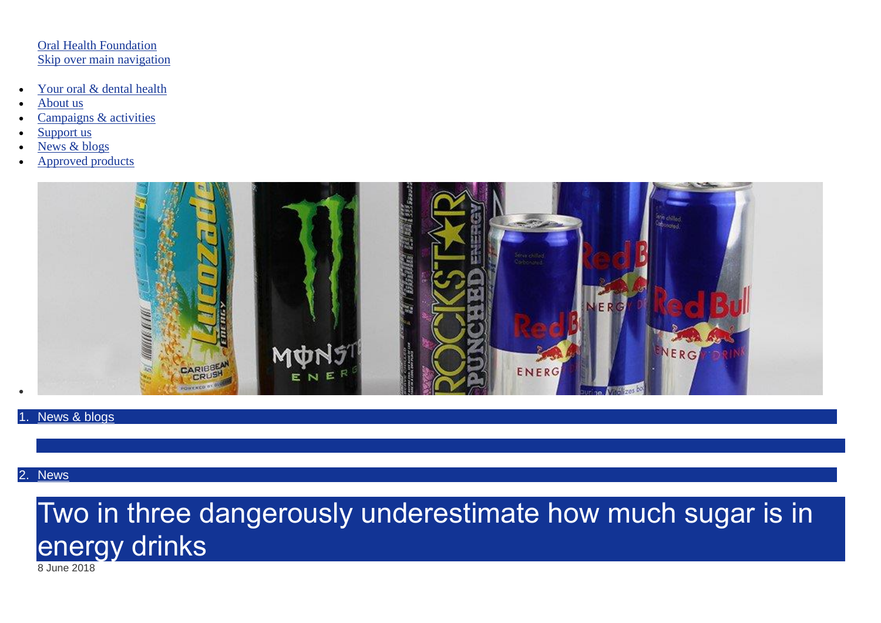Oral Health Foundation
Skip over main navigation

- Your oral & dental health
- About us
- Campaigns & activities
- Support us
- News & blogs
- Approved products

1. News & blogs
2. News

# Two in three dangerously underestimate how much sugar is in energy drinks

8 June 2018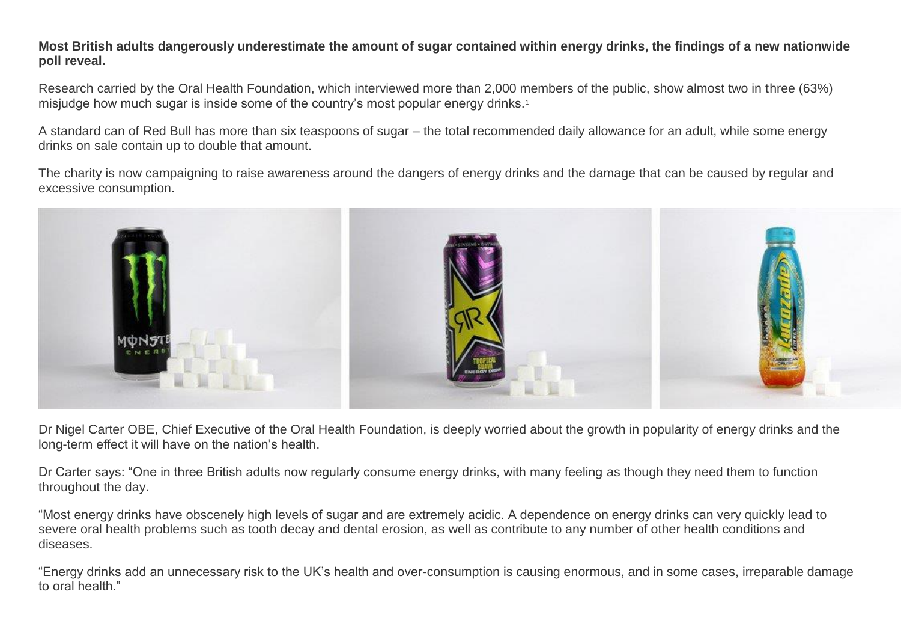**Most British adults dangerously underestimate the amount of sugar contained within energy drinks, the findings of a new nationwide poll reveal.**

Research carried by the Oral Health Foundation, which interviewed more than 2,000 members of the public, show almost two in three (63%) misjudge how much sugar is inside some of the country's most popular energy drinks.[1]

A standard can of Red Bull has more than six teaspoons of sugar – the total recommended daily allowance for an adult, while some energy drinks on sale contain up to double that amount.

The charity is now campaigning to raise awareness around the dangers of energy drinks and the damage that can be caused by regular and excessive consumption.

Dr Nigel Carter OBE, Chief Executive of the Oral Health Foundation, is deeply worried about the growth in popularity of energy drinks and the long-term effect it will have on the nation's health.

Dr Carter says: "One in three British adults now regularly consume energy drinks, with many feeling as though they need them to function throughout the day.

"Most energy drinks have obscenely high levels of sugar and are extremely acidic. A dependence on energy drinks can very quickly lead to severe oral health problems such as tooth decay and dental erosion, as well as contribute to any number of other health conditions and diseases.

"Energy drinks add an unnecessary risk to the UK's health and over-consumption is causing enormous, and in some cases, irreparable damage to oral health."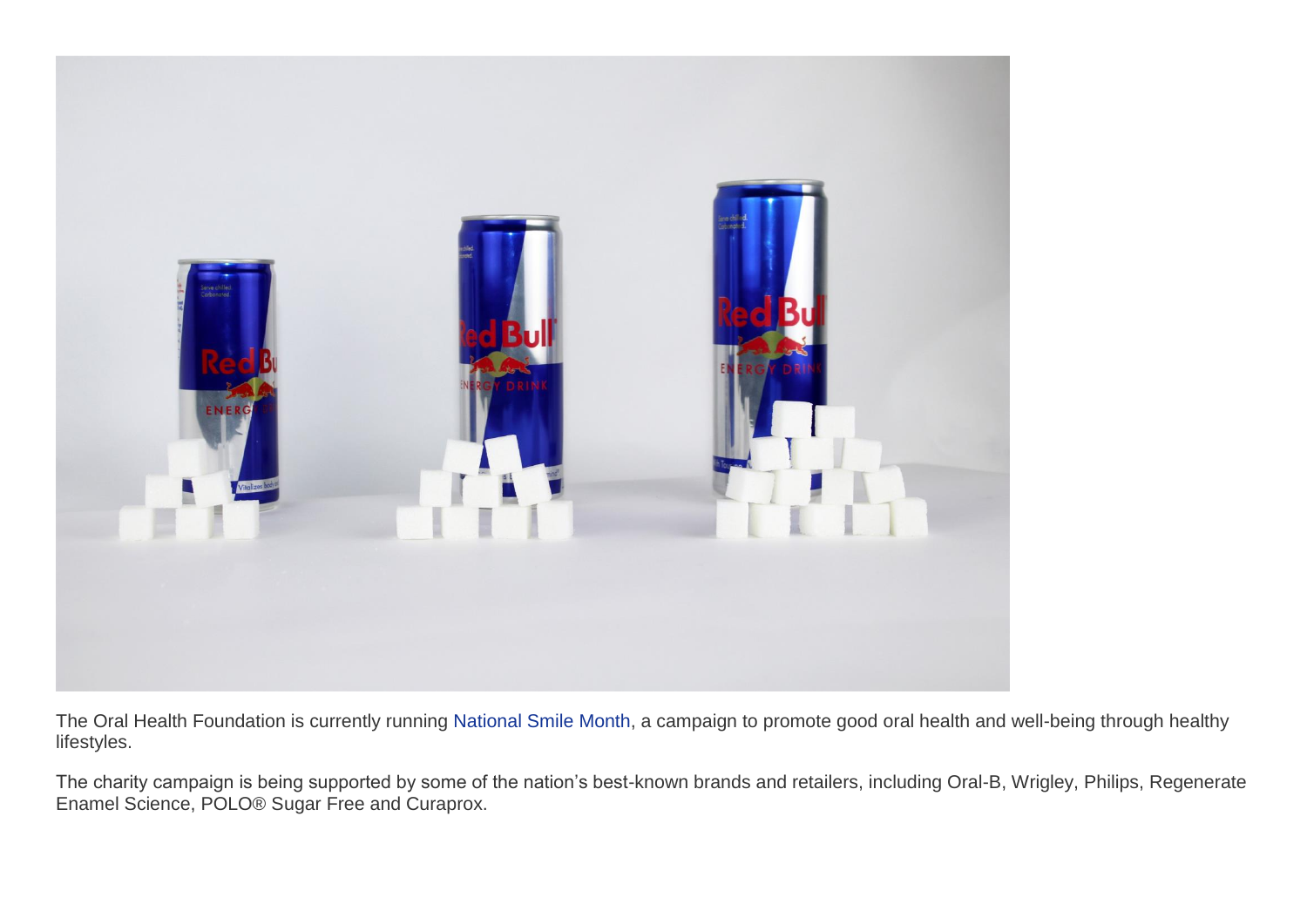The Oral Health Foundation is currently running National Smile Month, a campaign to promote good oral health and well-being through healthy lifestyles.

The charity campaign is being supported by some of the nation's best-known brands and retailers, including Oral-B, Wrigley, Philips, Regenerate Enamel Science, POLO® Sugar Free and Curaprox.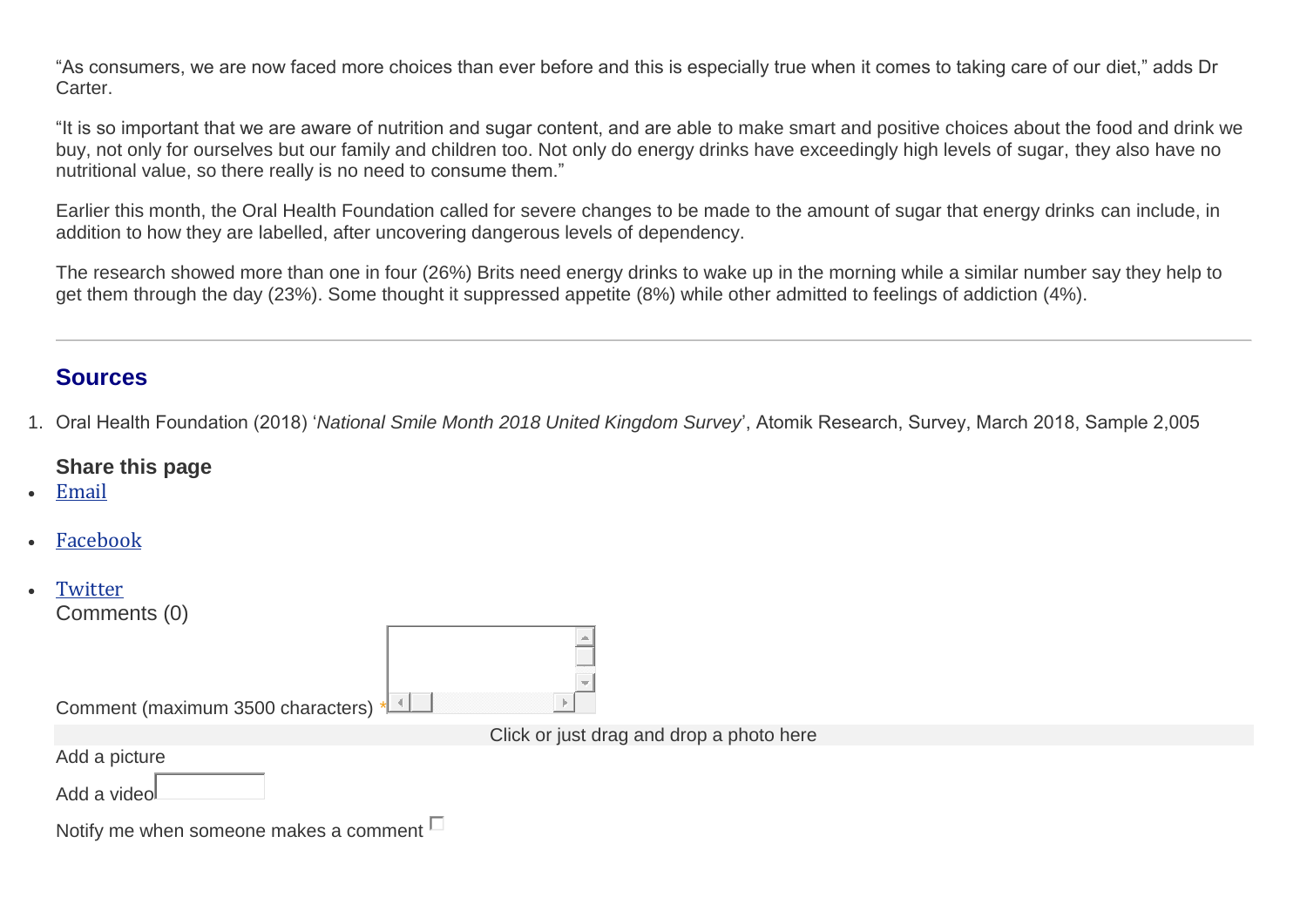"As consumers, we are now faced more choices than ever before and this is especially true when it comes to taking care of our diet," adds Dr Carter.

"It is so important that we are aware of nutrition and sugar content, and are able to make smart and positive choices about the food and drink we buy, not only for ourselves but our family and children too. Not only do energy drinks have exceedingly high levels of sugar, they also have no nutritional value, so there really is no need to consume them."

Earlier this month, the Oral Health Foundation called for severe changes to be made to the amount of sugar that energy drinks can include, in addition to how they are labelled, after uncovering dangerous levels of dependency.

The research showed more than one in four (26%) Brits need energy drinks to wake up in the morning while a similar number say they help to get them through the day (23%). Some thought it suppressed appetite (8%) while other admitted to feelings of addiction (4%).

---

## Sources

1. Oral Health Foundation (2018) '*National Smile Month 2018 United Kingdom Survey*', Atomik Research, Survey, March 2018, Sample 2,005

**Share this page**

- Email
- Facebook
- Twitter

Comments (0)

Comment (maximum 3500 characters) *

Click or just drag and drop a photo here

Add a picture

Add a video

Notify me when someone makes a comment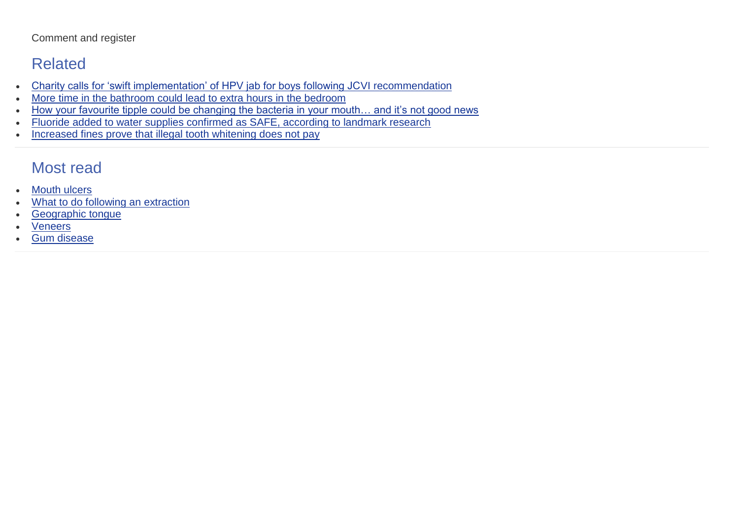Comment and register

## Related

- Charity calls for 'swift implementation' of HPV jab for boys following JCVI recommendation
- More time in the bathroom could lead to extra hours in the bedroom
- How your favourite tipple could be changing the bacteria in your mouth… and it's not good news
- Fluoride added to water supplies confirmed as SAFE, according to landmark research
- Increased fines prove that illegal tooth whitening does not pay

## Most read

- Mouth ulcers
- What to do following an extraction
- Geographic tongue
- Veneers
- Gum disease